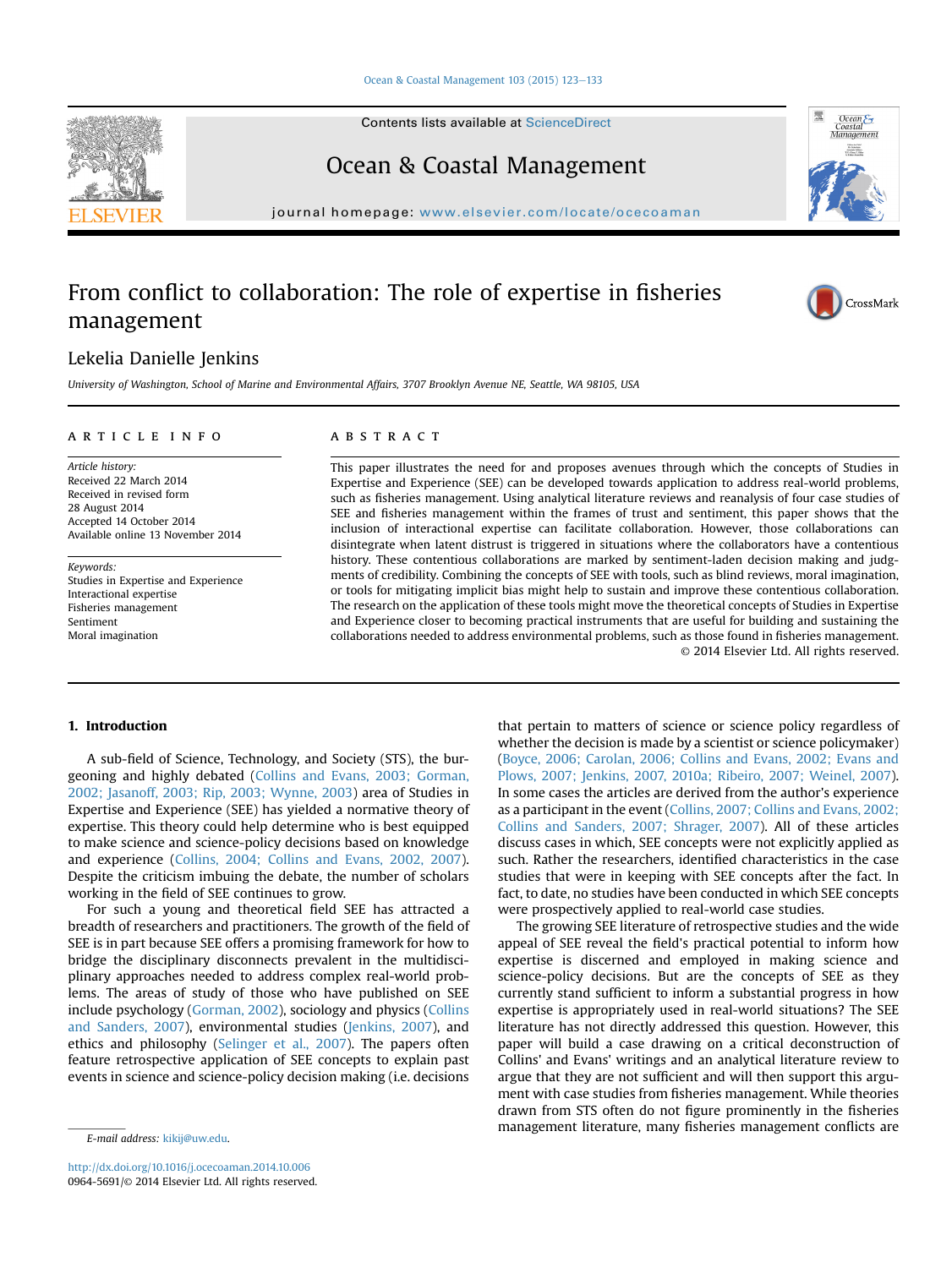# From conflict to collaboration: The role of expertise in fisheries management

Lekelia Danielle Jenkins

*University of Washington, School of Marine and Environmental Affairs, 3707 Brooklyn Avenue NE, Seattle, WA 98105, USA*

**ARTICLE INFO**

*Article history:*
Received 22 March 2014
Received in revised form
28 August 2014
Accepted 14 October 2014
Available online 13 November 2014

*Keywords:*
Studies in Expertise and Experience
Interactional expertise
Fisheries management
Sentiment
Moral imagination

**ABSTRACT**

This paper illustrates the need for and proposes avenues through which the concepts of Studies in Expertise and Experience (SEE) can be developed towards application to address real-world problems, such as fisheries management. Using analytical literature reviews and reanalysis of four case studies of SEE and fisheries management within the frames of trust and sentiment, this paper shows that the inclusion of interactional expertise can facilitate collaboration. However, those collaborations can disintegrate when latent distrust is triggered in situations where the collaborators have a contentious history. These contentious collaborations are marked by sentiment-laden decision making and judgments of credibility. Combining the concepts of SEE with tools, such as blind reviews, moral imagination, or tools for mitigating implicit bias might help to sustain and improve these contentious collaboration. The research on the application of these tools might move the theoretical concepts of Studies in Expertise and Experience closer to becoming practical instruments that are useful for building and sustaining the collaborations needed to address environmental problems, such as those found in fisheries management.

© 2014 Elsevier Ltd. All rights reserved.

## 1. Introduction

A sub-field of Science, Technology, and Society (STS), the burgeoning and highly debated (Collins and Evans, 2003; Gorman, 2002; Jasanoff, 2003; Rip, 2003; Wynne, 2003) area of Studies in Expertise and Experience (SEE) has yielded a normative theory of expertise. This theory could help determine who is best equipped to make science and science-policy decisions based on knowledge and experience (Collins, 2004; Collins and Evans, 2002, 2007). Despite the criticism imbuing the debate, the number of scholars working in the field of SEE continues to grow.

For such a young and theoretical field SEE has attracted a breadth of researchers and practitioners. The growth of the field of SEE is in part because SEE offers a promising framework for how to bridge the disciplinary disconnects prevalent in the multidisciplinary approaches needed to address complex real-world problems. The areas of study of those who have published on SEE include psychology (Gorman, 2002), sociology and physics (Collins and Sanders, 2007), environmental studies (Jenkins, 2007), and ethics and philosophy (Selinger et al., 2007). The papers often feature retrospective application of SEE concepts to explain past events in science and science-policy decision making (i.e. decisions that pertain to matters of science or science policy regardless of whether the decision is made by a scientist or science policymaker) (Boyce, 2006; Carolan, 2006; Collins and Evans, 2002; Evans and Plows, 2007; Jenkins, 2007, 2010a; Ribeiro, 2007; Weinel, 2007). In some cases the articles are derived from the author's experience as a participant in the event (Collins, 2007; Collins and Evans, 2002; Collins and Sanders, 2007; Shrager, 2007). All of these articles discuss cases in which, SEE concepts were not explicitly applied as such. Rather the researchers, identified characteristics in the case studies that were in keeping with SEE concepts after the fact. In fact, to date, no studies have been conducted in which SEE concepts were prospectively applied to real-world case studies.

The growing SEE literature of retrospective studies and the wide appeal of SEE reveal the field's practical potential to inform how expertise is discerned and employed in making science and science-policy decisions. But are the concepts of SEE as they currently stand sufficient to inform a substantial progress in how expertise is appropriately used in real-world situations? The SEE literature has not directly addressed this question. However, this paper will build a case drawing on a critical deconstruction of Collins' and Evans' writings and an analytical literature review to argue that they are not sufficient and will then support this argument with case studies from fisheries management. While theories drawn from STS often do not figure prominently in the fisheries management literature, many fisheries management conflicts are

E-mail address: kikij@uw.edu.

http://dx.doi.org/10.1016/j.ocecoaman.2014.10.006
0964-5691/© 2014 Elsevier Ltd. All rights reserved.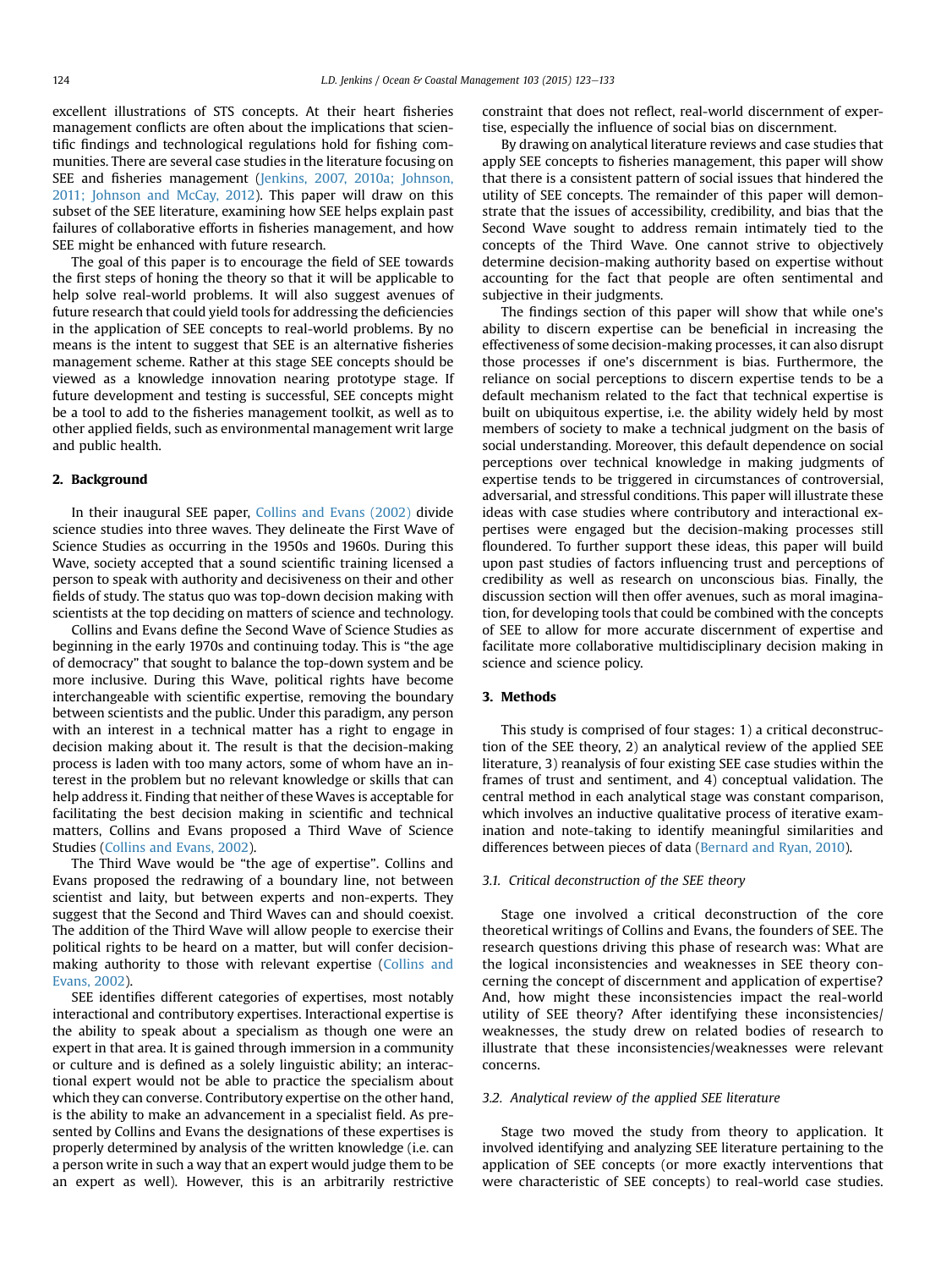excellent illustrations of STS concepts. At their heart fisheries management conflicts are often about the implications that scientific findings and technological regulations hold for fishing communities. There are several case studies in the literature focusing on SEE and fisheries management (Jenkins, 2007, 2010a; Johnson, 2011; Johnson and McCay, 2012). This paper will draw on this subset of the SEE literature, examining how SEE helps explain past failures of collaborative efforts in fisheries management, and how SEE might be enhanced with future research.

The goal of this paper is to encourage the field of SEE towards the first steps of honing the theory so that it will be applicable to help solve real-world problems. It will also suggest avenues of future research that could yield tools for addressing the deficiencies in the application of SEE concepts to real-world problems. By no means is the intent to suggest that SEE is an alternative fisheries management scheme. Rather at this stage SEE concepts should be viewed as a knowledge innovation nearing prototype stage. If future development and testing is successful, SEE concepts might be a tool to add to the fisheries management toolkit, as well as to other applied fields, such as environmental management writ large and public health.

## 2. Background

In their inaugural SEE paper, Collins and Evans (2002) divide science studies into three waves. They delineate the First Wave of Science Studies as occurring in the 1950s and 1960s. During this Wave, society accepted that a sound scientific training licensed a person to speak with authority and decisiveness on their and other fields of study. The status quo was top-down decision making with scientists at the top deciding on matters of science and technology.

Collins and Evans define the Second Wave of Science Studies as beginning in the early 1970s and continuing today. This is "the age of democracy" that sought to balance the top-down system and be more inclusive. During this Wave, political rights have become interchangeable with scientific expertise, removing the boundary between scientists and the public. Under this paradigm, any person with an interest in a technical matter has a right to engage in decision making about it. The result is that the decision-making process is laden with too many actors, some of whom have an interest in the problem but no relevant knowledge or skills that can help address it. Finding that neither of these Waves is acceptable for facilitating the best decision making in scientific and technical matters, Collins and Evans proposed a Third Wave of Science Studies (Collins and Evans, 2002).

The Third Wave would be "the age of expertise". Collins and Evans proposed the redrawing of a boundary line, not between scientist and laity, but between experts and non-experts. They suggest that the Second and Third Waves can and should coexist. The addition of the Third Wave will allow people to exercise their political rights to be heard on a matter, but will confer decision-making authority to those with relevant expertise (Collins and Evans, 2002).

SEE identifies different categories of expertises, most notably interactional and contributory expertises. Interactional expertise is the ability to speak about a specialism as though one were an expert in that area. It is gained through immersion in a community or culture and is defined as a solely linguistic ability; an interactional expert would not be able to practice the specialism about which they can converse. Contributory expertise on the other hand, is the ability to make an advancement in a specialist field. As presented by Collins and Evans the designations of these expertises is properly determined by analysis of the written knowledge (i.e. can a person write in such a way that an expert would judge them to be an expert as well). However, this is an arbitrarily restrictive constraint that does not reflect, real-world discernment of expertise, especially the influence of social bias on discernment.

By drawing on analytical literature reviews and case studies that apply SEE concepts to fisheries management, this paper will show that there is a consistent pattern of social issues that hindered the utility of SEE concepts. The remainder of this paper will demonstrate that the issues of accessibility, credibility, and bias that the Second Wave sought to address remain intimately tied to the concepts of the Third Wave. One cannot strive to objectively determine decision-making authority based on expertise without accounting for the fact that people are often sentimental and subjective in their judgments.

The findings section of this paper will show that while one's ability to discern expertise can be beneficial in increasing the effectiveness of some decision-making processes, it can also disrupt those processes if one's discernment is bias. Furthermore, the reliance on social perceptions to discern expertise tends to be a default mechanism related to the fact that technical expertise is built on ubiquitous expertise, i.e. the ability widely held by most members of society to make a technical judgment on the basis of social understanding. Moreover, this default dependence on social perceptions over technical knowledge in making judgments of expertise tends to be triggered in circumstances of controversial, adversarial, and stressful conditions. This paper will illustrate these ideas with case studies where contributory and interactional expertises were engaged but the decision-making processes still floundered. To further support these ideas, this paper will build upon past studies of factors influencing trust and perceptions of credibility as well as research on unconscious bias. Finally, the discussion section will then offer avenues, such as moral imagination, for developing tools that could be combined with the concepts of SEE to allow for more accurate discernment of expertise and facilitate more collaborative multidisciplinary decision making in science and science policy.

## 3. Methods

This study is comprised of four stages: 1) a critical deconstruction of the SEE theory, 2) an analytical review of the applied SEE literature, 3) reanalysis of four existing SEE case studies within the frames of trust and sentiment, and 4) conceptual validation. The central method in each analytical stage was constant comparison, which involves an inductive qualitative process of iterative examination and note-taking to identify meaningful similarities and differences between pieces of data (Bernard and Ryan, 2010).

### 3.1. Critical deconstruction of the SEE theory

Stage one involved a critical deconstruction of the core theoretical writings of Collins and Evans, the founders of SEE. The research questions driving this phase of research was: What are the logical inconsistencies and weaknesses in SEE theory concerning the concept of discernment and application of expertise? And, how might these inconsistencies impact the real-world utility of SEE theory? After identifying these inconsistencies/weaknesses, the study drew on related bodies of research to illustrate that these inconsistencies/weaknesses were relevant concerns.

### 3.2. Analytical review of the applied SEE literature

Stage two moved the study from theory to application. It involved identifying and analyzing SEE literature pertaining to the application of SEE concepts (or more exactly interventions that were characteristic of SEE concepts) to real-world case studies.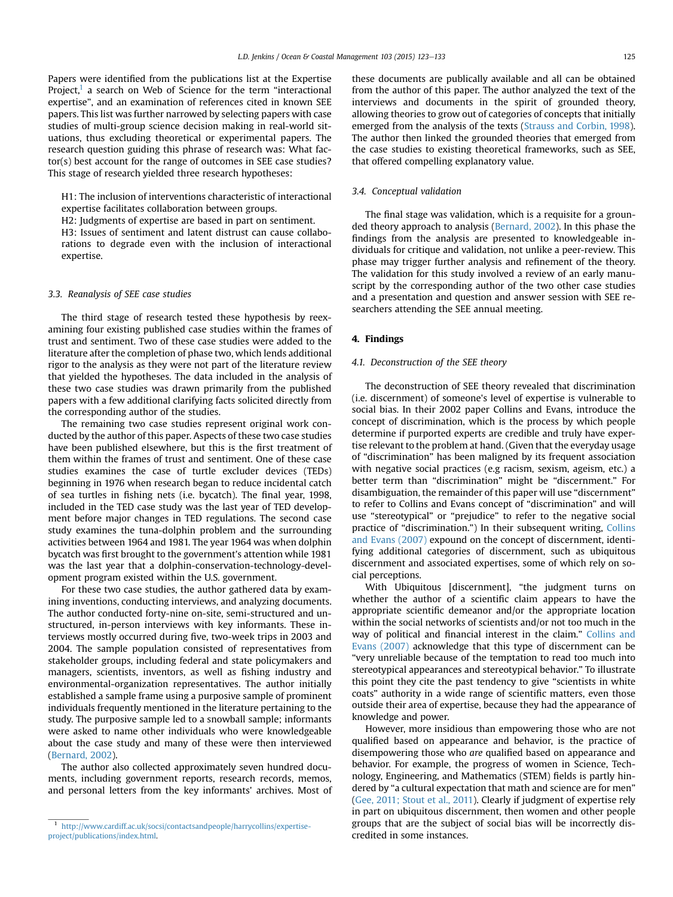Papers were identified from the publications list at the Expertise Project,[1] a search on Web of Science for the term "interactional expertise", and an examination of references cited in known SEE papers. This list was further narrowed by selecting papers with case studies of multi-group science decision making in real-world situations, thus excluding theoretical or experimental papers. The research question guiding this phrase of research was: What factor(s) best account for the range of outcomes in SEE case studies? This stage of research yielded three research hypotheses:

H1: The inclusion of interventions characteristic of interactional expertise facilitates collaboration between groups.

H2: Judgments of expertise are based in part on sentiment.

H3: Issues of sentiment and latent distrust can cause collaborations to degrade even with the inclusion of interactional expertise.

### 3.3. Reanalysis of SEE case studies

The third stage of research tested these hypothesis by reexamining four existing published case studies within the frames of trust and sentiment. Two of these case studies were added to the literature after the completion of phase two, which lends additional rigor to the analysis as they were not part of the literature review that yielded the hypotheses. The data included in the analysis of these two case studies was drawn primarily from the published papers with a few additional clarifying facts solicited directly from the corresponding author of the studies.

The remaining two case studies represent original work conducted by the author of this paper. Aspects of these two case studies have been published elsewhere, but this is the first treatment of them within the frames of trust and sentiment. One of these case studies examines the case of turtle excluder devices (TEDs) beginning in 1976 when research began to reduce incidental catch of sea turtles in fishing nets (i.e. bycatch). The final year, 1998, included in the TED case study was the last year of TED development before major changes in TED regulations. The second case study examines the tuna-dolphin problem and the surrounding activities between 1964 and 1981. The year 1964 was when dolphin bycatch was first brought to the government's attention while 1981 was the last year that a dolphin-conservation-technology-development program existed within the U.S. government.

For these two case studies, the author gathered data by examining inventions, conducting interviews, and analyzing documents. The author conducted forty-nine on-site, semi-structured and unstructured, in-person interviews with key informants. These interviews mostly occurred during five, two-week trips in 2003 and 2004. The sample population consisted of representatives from stakeholder groups, including federal and state policymakers and managers, scientists, inventors, as well as fishing industry and environmental-organization representatives. The author initially established a sample frame using a purposive sample of prominent individuals frequently mentioned in the literature pertaining to the study. The purposive sample led to a snowball sample; informants were asked to name other individuals who were knowledgeable about the case study and many of these were then interviewed (Bernard, 2002).

The author also collected approximately seven hundred documents, including government reports, research records, memos, and personal letters from the key informants' archives. Most of these documents are publically available and all can be obtained from the author of this paper. The author analyzed the text of the interviews and documents in the spirit of grounded theory, allowing theories to grow out of categories of concepts that initially emerged from the analysis of the texts (Strauss and Corbin, 1998). The author then linked the grounded theories that emerged from the case studies to existing theoretical frameworks, such as SEE, that offered compelling explanatory value.

### 3.4. Conceptual validation

The final stage was validation, which is a requisite for a grounded theory approach to analysis (Bernard, 2002). In this phase the findings from the analysis are presented to knowledgeable individuals for critique and validation, not unlike a peer-review. This phase may trigger further analysis and refinement of the theory. The validation for this study involved a review of an early manuscript by the corresponding author of the two other case studies and a presentation and question and answer session with SEE researchers attending the SEE annual meeting.

## 4. Findings

### 4.1. Deconstruction of the SEE theory

The deconstruction of SEE theory revealed that discrimination (i.e. discernment) of someone's level of expertise is vulnerable to social bias. In their 2002 paper Collins and Evans, introduce the concept of discrimination, which is the process by which people determine if purported experts are credible and truly have expertise relevant to the problem at hand. (Given that the everyday usage of "discrimination" has been maligned by its frequent association with negative social practices (e.g racism, sexism, ageism, etc.) a better term than "discrimination" might be "discernment." For disambiguation, the remainder of this paper will use "discernment" to refer to Collins and Evans concept of "discrimination" and will use "stereotypical" or "prejudice" to refer to the negative social practice of "discrimination.") In their subsequent writing, Collins and Evans (2007) expound on the concept of discernment, identifying additional categories of discernment, such as ubiquitous discernment and associated expertises, some of which rely on social perceptions.

With Ubiquitous [discernment], "the judgment turns on whether the author of a scientific claim appears to have the appropriate scientific demeanor and/or the appropriate location within the social networks of scientists and/or not too much in the way of political and financial interest in the claim." Collins and Evans (2007) acknowledge that this type of discernment can be "very unreliable because of the temptation to read too much into stereotypical appearances and stereotypical behavior." To illustrate this point they cite the past tendency to give "scientists in white coats" authority in a wide range of scientific matters, even those outside their area of expertise, because they had the appearance of knowledge and power.

However, more insidious than empowering those who are not qualified based on appearance and behavior, is the practice of disempowering those who *are* qualified based on appearance and behavior. For example, the progress of women in Science, Technology, Engineering, and Mathematics (STEM) fields is partly hindered by "a cultural expectation that math and science are for men" (Gee, 2011; Stout et al., 2011). Clearly if judgment of expertise rely in part on ubiquitous discernment, then women and other people groups that are the subject of social bias will be incorrectly discredited in some instances.

[1] http://www.cardiff.ac.uk/socsi/contactsandpeople/harrycollins/expertise-project/publications/index.html.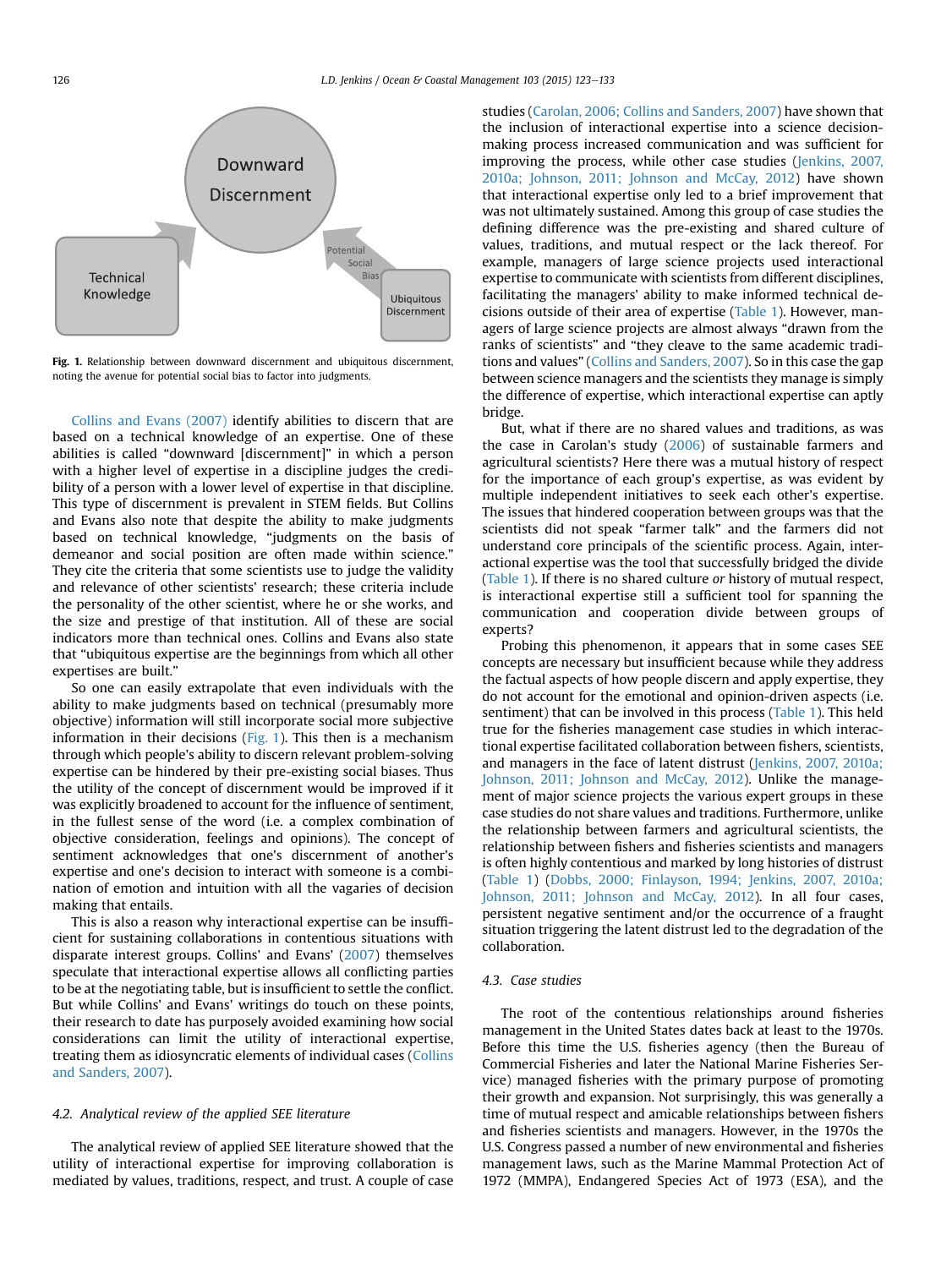Fig. 1. Relationship between downward discernment and ubiquitous discernment, noting the avenue for potential social bias to factor into judgments.

Collins and Evans (2007) identify abilities to discern that are based on a technical knowledge of an expertise. One of these abilities is called "downward [discernment]" in which a person with a higher level of expertise in a discipline judges the credibility of a person with a lower level of expertise in that discipline. This type of discernment is prevalent in STEM fields. But Collins and Evans also note that despite the ability to make judgments based on technical knowledge, "judgments on the basis of demeanor and social position are often made within science." They cite the criteria that some scientists use to judge the validity and relevance of other scientists' research; these criteria include the personality of the other scientist, where he or she works, and the size and prestige of that institution. All of these are social indicators more than technical ones. Collins and Evans also state that "ubiquitous expertise are the beginnings from which all other expertises are built."

So one can easily extrapolate that even individuals with the ability to make judgments based on technical (presumably more objective) information will still incorporate social more subjective information in their decisions (Fig. 1). This then is a mechanism through which people's ability to discern relevant problem-solving expertise can be hindered by their pre-existing social biases. Thus the utility of the concept of discernment would be improved if it was explicitly broadened to account for the influence of sentiment, in the fullest sense of the word (i.e. a complex combination of objective consideration, feelings and opinions). The concept of sentiment acknowledges that one's discernment of another's expertise and one's decision to interact with someone is a combination of emotion and intuition with all the vagaries of decision making that entails.

This is also a reason why interactional expertise can be insufficient for sustaining collaborations in contentious situations with disparate interest groups. Collins' and Evans' (2007) themselves speculate that interactional expertise allows all conflicting parties to be at the negotiating table, but is insufficient to settle the conflict. But while Collins' and Evans' writings do touch on these points, their research to date has purposely avoided examining how social considerations can limit the utility of interactional expertise, treating them as idiosyncratic elements of individual cases (Collins and Sanders, 2007).

### 4.2. Analytical review of the applied SEE literature

The analytical review of applied SEE literature showed that the utility of interactional expertise for improving collaboration is mediated by values, traditions, respect, and trust. A couple of case studies (Carolan, 2006; Collins and Sanders, 2007) have shown that the inclusion of interactional expertise into a science decision-making process increased communication and was sufficient for improving the process, while other case studies (Jenkins, 2007, 2010a; Johnson, 2011; Johnson and McCay, 2012) have shown that interactional expertise only led to a brief improvement that was not ultimately sustained. Among this group of case studies the defining difference was the pre-existing and shared culture of values, traditions, and mutual respect or the lack thereof. For example, managers of large science projects used interactional expertise to communicate with scientists from different disciplines, facilitating the managers' ability to make informed technical decisions outside of their area of expertise (Table 1). However, managers of large science projects are almost always "drawn from the ranks of scientists" and "they cleave to the same academic traditions and values" (Collins and Sanders, 2007). So in this case the gap between science managers and the scientists they manage is simply the difference of expertise, which interactional expertise can aptly bridge.

But, what if there are no shared values and traditions, as was the case in Carolan's study (2006) of sustainable farmers and agricultural scientists? Here there was a mutual history of respect for the importance of each group's expertise, as was evident by multiple independent initiatives to seek each other's expertise. The issues that hindered cooperation between groups was that the scientists did not speak "farmer talk" and the farmers did not understand core principals of the scientific process. Again, interactional expertise was the tool that successfully bridged the divide (Table 1). If there is no shared culture *or* history of mutual respect, is interactional expertise still a sufficient tool for spanning the communication and cooperation divide between groups of experts?

Probing this phenomenon, it appears that in some cases SEE concepts are necessary but insufficient because while they address the factual aspects of how people discern and apply expertise, they do not account for the emotional and opinion-driven aspects (i.e. sentiment) that can be involved in this process (Table 1). This held true for the fisheries management case studies in which interactional expertise facilitated collaboration between fishers, scientists, and managers in the face of latent distrust (Jenkins, 2007, 2010a; Johnson, 2011; Johnson and McCay, 2012). Unlike the management of major science projects the various expert groups in these case studies do not share values and traditions. Furthermore, unlike the relationship between farmers and agricultural scientists, the relationship between fishers and fisheries scientists and managers is often highly contentious and marked by long histories of distrust (Table 1) (Dobbs, 2000; Finlayson, 1994; Jenkins, 2007, 2010a; Johnson, 2011; Johnson and McCay, 2012). In all four cases, persistent negative sentiment and/or the occurrence of a fraught situation triggering the latent distrust led to the degradation of the collaboration.

### 4.3. Case studies

The root of the contentious relationships around fisheries management in the United States dates back at least to the 1970s. Before this time the U.S. fisheries agency (then the Bureau of Commercial Fisheries and later the National Marine Fisheries Service) managed fisheries with the primary purpose of promoting their growth and expansion. Not surprisingly, this was generally a time of mutual respect and amicable relationships between fishers and fisheries scientists and managers. However, in the 1970s the U.S. Congress passed a number of new environmental and fisheries management laws, such as the Marine Mammal Protection Act of 1972 (MMPA), Endangered Species Act of 1973 (ESA), and the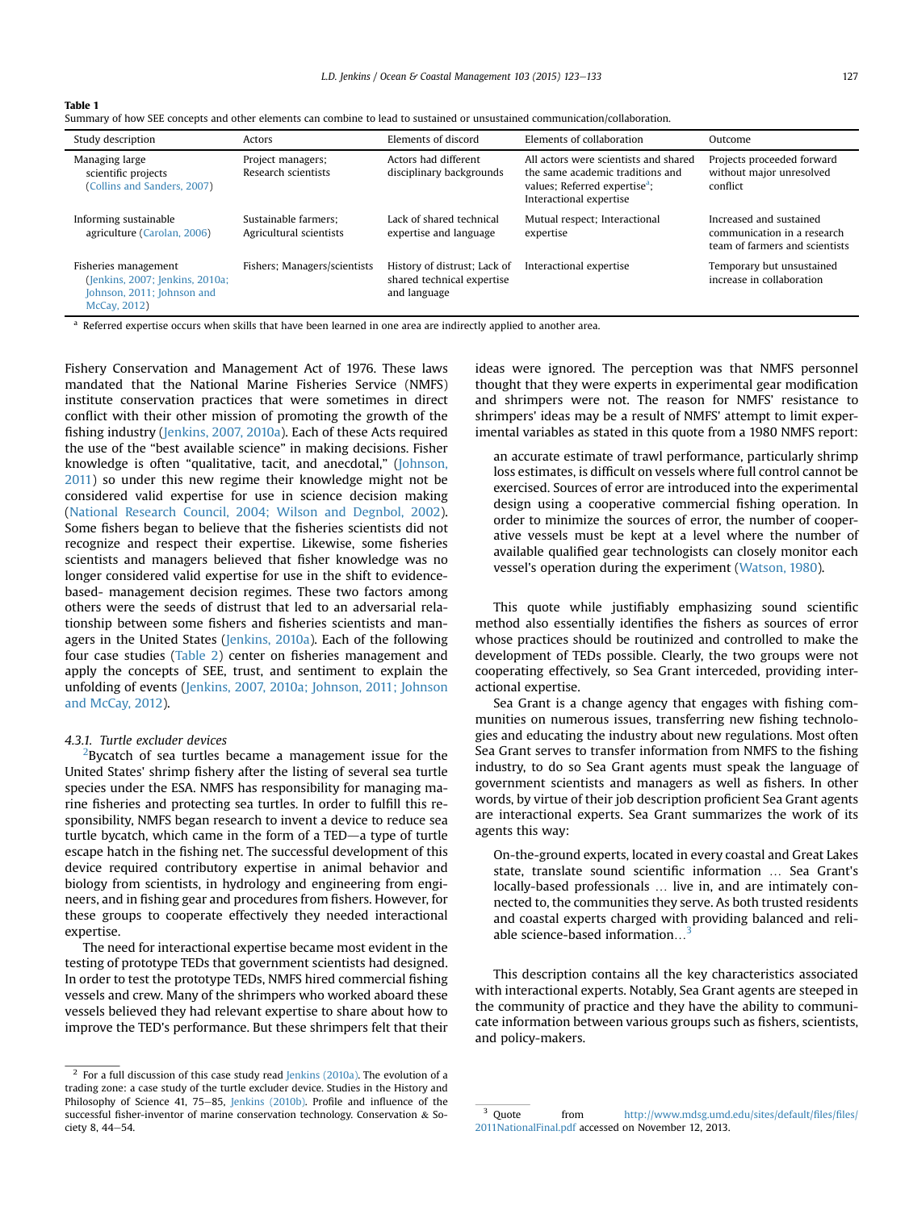**Table 1**
Summary of how SEE concepts and other elements can combine to lead to sustained or unsustained communication/collaboration.

| Study description | Actors | Elements of discord | Elements of collaboration | Outcome |
|---|---|---|---|---|
| Managing large scientific projects (Collins and Sanders, 2007) | Project managers; Research scientists | Actors had different disciplinary backgrounds | All actors were scientists and shared the same academic traditions and values; Referred expertise[a]; Interactional expertise | Projects proceeded forward without major unresolved conflict |
| Informing sustainable agriculture (Carolan, 2006) | Sustainable farmers; Agricultural scientists | Lack of shared technical expertise and language | Mutual respect; Interactional expertise | Increased and sustained communication in a research team of farmers and scientists |
| Fisheries management (Jenkins, 2007; Jenkins, 2010a; Johnson, 2011; Johnson and McCay, 2012) | Fishers; Managers/scientists | History of distrust; Lack of shared technical expertise and language | Interactional expertise | Temporary but unsustained increase in collaboration |

[a] Referred expertise occurs when skills that have been learned in one area are indirectly applied to another area.

Fishery Conservation and Management Act of 1976. These laws mandated that the National Marine Fisheries Service (NMFS) institute conservation practices that were sometimes in direct conflict with their other mission of promoting the growth of the fishing industry (Jenkins, 2007, 2010a). Each of these Acts required the use of the "best available science" in making decisions. Fisher knowledge is often "qualitative, tacit, and anecdotal," (Johnson, 2011) so under this new regime their knowledge might not be considered valid expertise for use in science decision making (National Research Council, 2004; Wilson and Degnbol, 2002). Some fishers began to believe that the fisheries scientists did not recognize and respect their expertise. Likewise, some fisheries scientists and managers believed that fisher knowledge was no longer considered valid expertise for use in the shift to evidence-based- management decision regimes. These two factors among others were the seeds of distrust that led to an adversarial relationship between some fishers and fisheries scientists and managers in the United States (Jenkins, 2010a). Each of the following four case studies (Table 2) center on fisheries management and apply the concepts of SEE, trust, and sentiment to explain the unfolding of events (Jenkins, 2007, 2010a; Johnson, 2011; Johnson and McCay, 2012).

#### 4.3.1. Turtle excluder devices

[2]Bycatch of sea turtles became a management issue for the United States' shrimp fishery after the listing of several sea turtle species under the ESA. NMFS has responsibility for managing marine fisheries and protecting sea turtles. In order to fulfill this responsibility, NMFS began research to invent a device to reduce sea turtle bycatch, which came in the form of a TED—a type of turtle escape hatch in the fishing net. The successful development of this device required contributory expertise in animal behavior and biology from scientists, in hydrology and engineering from engineers, and in fishing gear and procedures from fishers. However, for these groups to cooperate effectively they needed interactional expertise.

The need for interactional expertise became most evident in the testing of prototype TEDs that government scientists had designed. In order to test the prototype TEDs, NMFS hired commercial fishing vessels and crew. Many of the shrimpers who worked aboard these vessels believed they had relevant expertise to share about how to improve the TED's performance. But these shrimpers felt that their ideas were ignored. The perception was that NMFS personnel thought that they were experts in experimental gear modification and shrimpers were not. The reason for NMFS' resistance to shrimpers' ideas may be a result of NMFS' attempt to limit experimental variables as stated in this quote from a 1980 NMFS report:

> an accurate estimate of trawl performance, particularly shrimp loss estimates, is difficult on vessels where full control cannot be exercised. Sources of error are introduced into the experimental design using a cooperative commercial fishing operation. In order to minimize the sources of error, the number of cooperative vessels must be kept at a level where the number of available qualified gear technologists can closely monitor each vessel's operation during the experiment (Watson, 1980).

This quote while justifiably emphasizing sound scientific method also essentially identifies the fishers as sources of error whose practices should be routinized and controlled to make the development of TEDs possible. Clearly, the two groups were not cooperating effectively, so Sea Grant interceded, providing interactional expertise.

Sea Grant is a change agency that engages with fishing communities on numerous issues, transferring new fishing technologies and educating the industry about new regulations. Most often Sea Grant serves to transfer information from NMFS to the fishing industry, to do so Sea Grant agents must speak the language of government scientists and managers as well as fishers. In other words, by virtue of their job description proficient Sea Grant agents are interactional experts. Sea Grant summarizes the work of its agents this way:

> On-the-ground experts, located in every coastal and Great Lakes state, translate sound scientific information … Sea Grant's locally-based professionals … live in, and are intimately connected to, the communities they serve. As both trusted residents and coastal experts charged with providing balanced and reliable science-based information…[3]

This description contains all the key characteristics associated with interactional experts. Notably, Sea Grant agents are steeped in the community of practice and they have the ability to communicate information between various groups such as fishers, scientists, and policy-makers.

[2] For a full discussion of this case study read Jenkins (2010a). The evolution of a trading zone: a case study of the turtle excluder device. Studies in the History and Philosophy of Science 41, 75–85, Jenkins (2010b). Profile and influence of the successful fisher-inventor of marine conservation technology. Conservation & Society 8, 44–54.

[3] Quote from http://www.mdsg.umd.edu/sites/default/files/files/2011NationalFinal.pdf accessed on November 12, 2013.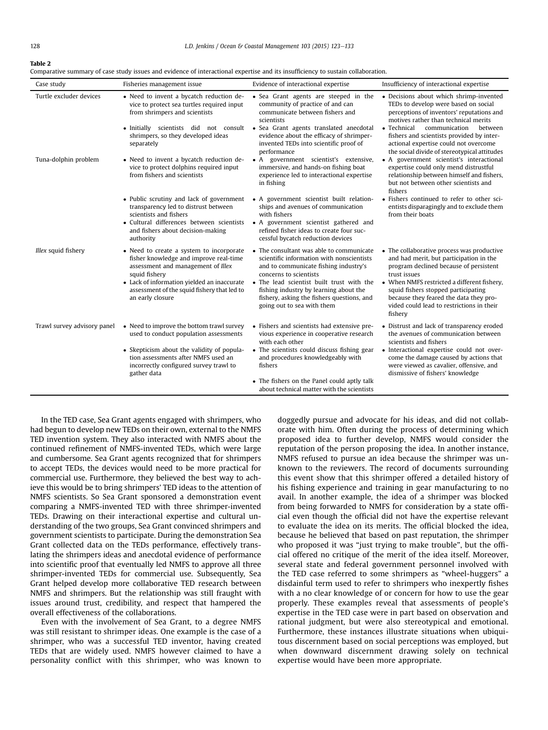**Table 2**
Comparative summary of case study issues and evidence of interactional expertise and its insufficiency to sustain collaboration.

| Case study | Fisheries management issue | Evidence of interactional expertise | Insufficiency of interactional expertise |
|---|---|---|---|
| Turtle excluder devices | • Need to invent a bycatch reduction device to protect sea turtles required input from shrimpers and scientists<br>• Initially scientists did not consult shrimpers, so they developed ideas separately | • Sea Grant agents are steeped in the community of practice of and can communicate between fishers and scientists<br>• Sea Grant agents translated anecdotal evidence about the efficacy of shrimper-invented TEDs into scientific proof of performance | • Decisions about which shrimp-invented TEDs to develop were based on social perceptions of inventors' reputations and motives rather than technical merits<br>• Technical communication between fishers and scientists provided by interactional expertise could not overcome the social divide of stereotypical attitudes |
| Tuna-dolphin problem | • Need to invent a bycatch reduction device to protect dolphins required input from fishers and scientists<br>• Public scrutiny and lack of government transparency led to distrust between scientists and fishers<br>• Cultural differences between scientists and fishers about decision-making authority | • A government scientist's extensive, immersive, and hands-on fishing boat experience led to interactional expertise in fishing<br>• A government scientist built relationships and avenues of communication with fishers<br>• A government scientist gathered and refined fisher ideas to create four successful bycatch reduction devices | • A government scientist's interactional expertise could only mend distrustful relationship between himself and fishers, but not between other scientists and fishers<br>• Fishers continued to refer to other scientists disparagingly and to exclude them from their boats |
| *Illex* squid fishery | • Need to create a system to incorporate fisher knowledge and improve real-time assessment and management of *Illex* squid fishery<br>• Lack of information yielded an inaccurate assessment of the squid fishery that led to an early closure | • The consultant was able to communicate scientific information with nonscientists and to communicate fishing industry's concerns to scientists<br>• The lead scientist built trust with the fishing industry by learning about the fishery, asking the fishers questions, and going out to sea with them | • The collaborative process was productive and had merit, but participation in the program declined because of persistent trust issues<br>• When NMFS restricted a different fishery, squid fishers stopped participating because they feared the data they provided could lead to restrictions in their fishery |
| Trawl survey advisory panel | • Need to improve the bottom trawl survey used to conduct population assessments<br>• Skepticism about the validity of population assessments after NMFS used an incorrectly configured survey trawl to gather data | • Fishers and scientists had extensive previous experience in cooperative research with each other<br>• The scientists could discuss fishing gear and procedures knowledgeably with fishers<br>• The fishers on the Panel could aptly talk about technical matter with the scientists | • Distrust and lack of transparency eroded the avenues of communication between scientists and fishers<br>• Interactional expertise could not overcome the damage caused by actions that were viewed as cavalier, offensive, and dismissive of fishers' knowledge |

In the TED case, Sea Grant agents engaged with shrimpers, who had begun to develop new TEDs on their own, external to the NMFS TED invention system. They also interacted with NMFS about the continued refinement of NMFS-invented TEDs, which were large and cumbersome. Sea Grant agents recognized that for shrimpers to accept TEDs, the devices would need to be more practical for commercial use. Furthermore, they believed the best way to achieve this would be to bring shrimpers' TED ideas to the attention of NMFS scientists. So Sea Grant sponsored a demonstration event comparing a NMFS-invented TED with three shrimper-invented TEDs. Drawing on their interactional expertise and cultural understanding of the two groups, Sea Grant convinced shrimpers and government scientists to participate. During the demonstration Sea Grant collected data on the TEDs performance, effectively translating the shrimpers ideas and anecdotal evidence of performance into scientific proof that eventually led NMFS to approve all three shrimper-invented TEDs for commercial use. Subsequently, Sea Grant helped develop more collaborative TED research between NMFS and shrimpers. But the relationship was still fraught with issues around trust, credibility, and respect that hampered the overall effectiveness of the collaborations.

Even with the involvement of Sea Grant, to a degree NMFS was still resistant to shrimper ideas. One example is the case of a shrimper, who was a successful TED inventor, having created TEDs that are widely used. NMFS however claimed to have a personality conflict with this shrimper, who was known to doggedly pursue and advocate for his ideas, and did not collaborate with him. Often during the process of determining which proposed idea to further develop, NMFS would consider the reputation of the person proposing the idea. In another instance, NMFS refused to pursue an idea because the shrimper was unknown to the reviewers. The record of documents surrounding this event show that this shrimper offered a detailed history of his fishing experience and training in gear manufacturing to no avail. In another example, the idea of a shrimper was blocked from being forwarded to NMFS for consideration by a state official even though the official did not have the expertise relevant to evaluate the idea on its merits. The official blocked the idea, because he believed that based on past reputation, the shrimper who proposed it was "just trying to make trouble", but the official offered no critique of the merit of the idea itself. Moreover, several state and federal government personnel involved with the TED case referred to some shrimpers as "wheel-huggers" a disdainful term used to refer to shrimpers who inexpertly fishes with a no clear knowledge of or concern for how to use the gear properly. These examples reveal that assessments of people's expertise in the TED case were in part based on observation and rational judgment, but were also stereotypical and emotional. Furthermore, these instances illustrate situations when ubiquitous discernment based on social perceptions was employed, but when downward discernment drawing solely on technical expertise would have been more appropriate.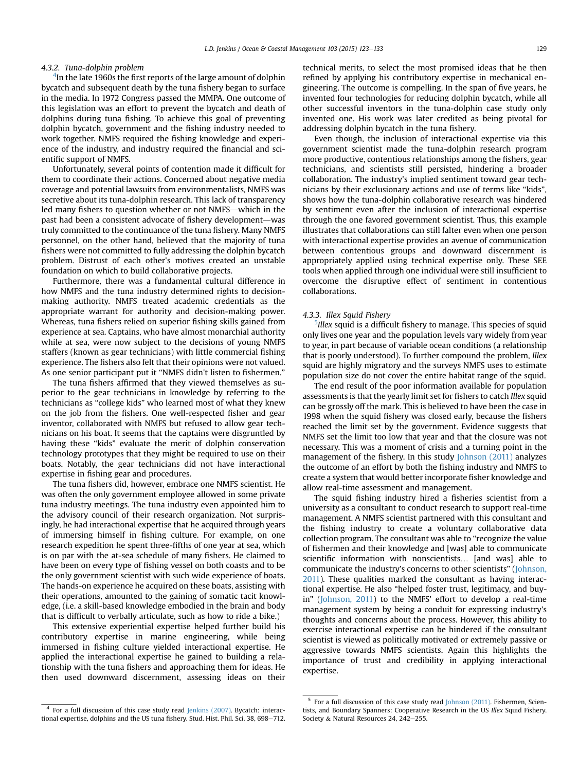#### 4.3.2. Tuna-dolphin problem

[4]In the late 1960s the first reports of the large amount of dolphin bycatch and subsequent death by the tuna fishery began to surface in the media. In 1972 Congress passed the MMPA. One outcome of this legislation was an effort to prevent the bycatch and death of dolphins during tuna fishing. To achieve this goal of preventing dolphin bycatch, government and the fishing industry needed to work together. NMFS required the fishing knowledge and experience of the industry, and industry required the financial and scientific support of NMFS.

Unfortunately, several points of contention made it difficult for them to coordinate their actions. Concerned about negative media coverage and potential lawsuits from environmentalists, NMFS was secretive about its tuna-dolphin research. This lack of transparency led many fishers to question whether or not NMFS—which in the past had been a consistent advocate of fishery development—was truly committed to the continuance of the tuna fishery. Many NMFS personnel, on the other hand, believed that the majority of tuna fishers were not committed to fully addressing the dolphin bycatch problem. Distrust of each other's motives created an unstable foundation on which to build collaborative projects.

Furthermore, there was a fundamental cultural difference in how NMFS and the tuna industry determined rights to decision-making authority. NMFS treated academic credentials as the appropriate warrant for authority and decision-making power. Whereas, tuna fishers relied on superior fishing skills gained from experience at sea. Captains, who have almost monarchial authority while at sea, were now subject to the decisions of young NMFS staffers (known as gear technicians) with little commercial fishing experience. The fishers also felt that their opinions were not valued. As one senior participant put it "NMFS didn't listen to fishermen."

The tuna fishers affirmed that they viewed themselves as superior to the gear technicians in knowledge by referring to the technicians as "college kids" who learned most of what they knew on the job from the fishers. One well-respected fisher and gear inventor, collaborated with NMFS but refused to allow gear technicians on his boat. It seems that the captains were disgruntled by having these "kids" evaluate the merit of dolphin conservation technology prototypes that they might be required to use on their boats. Notably, the gear technicians did not have interactional expertise in fishing gear and procedures.

The tuna fishers did, however, embrace one NMFS scientist. He was often the only government employee allowed in some private tuna industry meetings. The tuna industry even appointed him to the advisory council of their research organization. Not surprisingly, he had interactional expertise that he acquired through years of immersing himself in fishing culture. For example, on one research expedition he spent three-fifths of one year at sea, which is on par with the at-sea schedule of many fishers. He claimed to have been on every type of fishing vessel on both coasts and to be the only government scientist with such wide experience of boats. The hands-on experience he acquired on these boats, assisting with their operations, amounted to the gaining of somatic tacit knowledge, (i.e. a skill-based knowledge embodied in the brain and body that is difficult to verbally articulate, such as how to ride a bike.)

This extensive experiential expertise helped further build his contributory expertise in marine engineering, while being immersed in fishing culture yielded interactional expertise. He applied the interactional expertise he gained to building a relationship with the tuna fishers and approaching them for ideas. He then used downward discernment, assessing ideas on their technical merits, to select the most promised ideas that he then refined by applying his contributory expertise in mechanical engineering. The outcome is compelling. In the span of five years, he invented four technologies for reducing dolphin bycatch, while all other successful inventors in the tuna-dolphin case study only invented one. His work was later credited as being pivotal for addressing dolphin bycatch in the tuna fishery.

Even though, the inclusion of interactional expertise via this government scientist made the tuna-dolphin research program more productive, contentious relationships among the fishers, gear technicians, and scientists still persisted, hindering a broader collaboration. The industry's implied sentiment toward gear technicians by their exclusionary actions and use of terms like "kids", shows how the tuna-dolphin collaborative research was hindered by sentiment even after the inclusion of interactional expertise through the one favored government scientist. Thus, this example illustrates that collaborations can still falter even when one person with interactional expertise provides an avenue of communication between contentious groups and downward discernment is appropriately applied using technical expertise only. These SEE tools when applied through one individual were still insufficient to overcome the disruptive effect of sentiment in contentious collaborations.

#### 4.3.3. Illex Squid Fishery

[5]*Illex* squid is a difficult fishery to manage. This species of squid only lives one year and the population levels vary widely from year to year, in part because of variable ocean conditions (a relationship that is poorly understood). To further compound the problem, *Illex* squid are highly migratory and the surveys NMFS uses to estimate population size do not cover the entire habitat range of the squid.

The end result of the poor information available for population assessments is that the yearly limit set for fishers to catch *Illex* squid can be grossly off the mark. This is believed to have been the case in 1998 when the squid fishery was closed early, because the fishers reached the limit set by the government. Evidence suggests that NMFS set the limit too low that year and that the closure was not necessary. This was a moment of crisis and a turning point in the management of the fishery. In this study Johnson (2011) analyzes the outcome of an effort by both the fishing industry and NMFS to create a system that would better incorporate fisher knowledge and allow real-time assessment and management.

The squid fishing industry hired a fisheries scientist from a university as a consultant to conduct research to support real-time management. A NMFS scientist partnered with this consultant and the fishing industry to create a voluntary collaborative data collection program. The consultant was able to "recognize the value of fishermen and their knowledge and [was] able to communicate scientific information with nonscientists… [and was] able to communicate the industry's concerns to other scientists" (Johnson, 2011). These qualities marked the consultant as having interactional expertise. He also "helped foster trust, legitimacy, and buy-in" (Johnson, 2011) to the NMFS' effort to develop a real-time management system by being a conduit for expressing industry's thoughts and concerns about the process. However, this ability to exercise interactional expertise can be hindered if the consultant scientist is viewed as politically motivated or extremely passive or aggressive towards NMFS scientists. Again this highlights the importance of trust and credibility in applying interactional expertise.

---

[4] For a full discussion of this case study read Jenkins (2007). Bycatch: interactional expertise, dolphins and the US tuna fishery. Stud. Hist. Phil. Sci. 38, 698–712.

[5] For a full discussion of this case study read Johnson (2011). Fishermen, Scientists, and Boundary Spanners: Cooperative Research in the US *Illex* Squid Fishery. Society & Natural Resources 24, 242–255.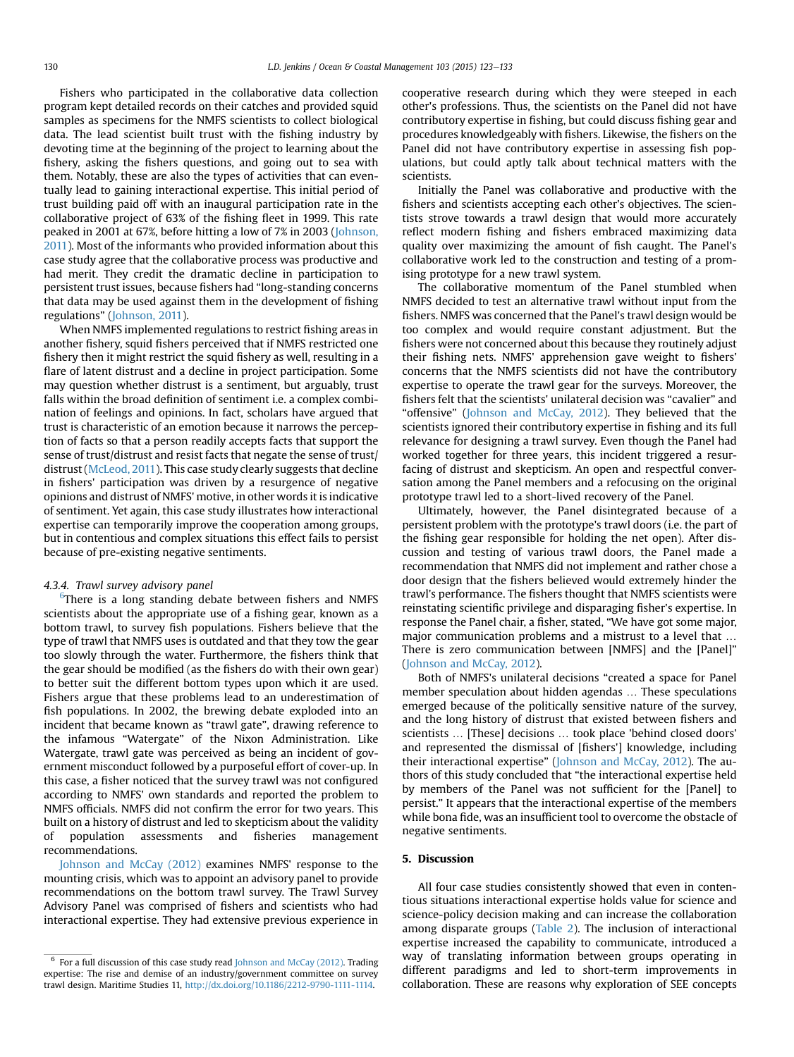Fishers who participated in the collaborative data collection program kept detailed records on their catches and provided squid samples as specimens for the NMFS scientists to collect biological data. The lead scientist built trust with the fishing industry by devoting time at the beginning of the project to learning about the fishery, asking the fishers questions, and going out to sea with them. Notably, these are also the types of activities that can eventually lead to gaining interactional expertise. This initial period of trust building paid off with an inaugural participation rate in the collaborative project of 63% of the fishing fleet in 1999. This rate peaked in 2001 at 67%, before hitting a low of 7% in 2003 (Johnson, 2011). Most of the informants who provided information about this case study agree that the collaborative process was productive and had merit. They credit the dramatic decline in participation to persistent trust issues, because fishers had "long-standing concerns that data may be used against them in the development of fishing regulations" (Johnson, 2011).

When NMFS implemented regulations to restrict fishing areas in another fishery, squid fishers perceived that if NMFS restricted one fishery then it might restrict the squid fishery as well, resulting in a flare of latent distrust and a decline in project participation. Some may question whether distrust is a sentiment, but arguably, trust falls within the broad definition of sentiment i.e. a complex combination of feelings and opinions. In fact, scholars have argued that trust is characteristic of an emotion because it narrows the perception of facts so that a person readily accepts facts that support the sense of trust/distrust and resist facts that negate the sense of trust/distrust (McLeod, 2011). This case study clearly suggests that decline in fishers' participation was driven by a resurgence of negative opinions and distrust of NMFS' motive, in other words it is indicative of sentiment. Yet again, this case study illustrates how interactional expertise can temporarily improve the cooperation among groups, but in contentious and complex situations this effect fails to persist because of pre-existing negative sentiments.

#### 4.3.4. Trawl survey advisory panel

[6]There is a long standing debate between fishers and NMFS scientists about the appropriate use of a fishing gear, known as a bottom trawl, to survey fish populations. Fishers believe that the type of trawl that NMFS uses is outdated and that they tow the gear too slowly through the water. Furthermore, the fishers think that the gear should be modified (as the fishers do with their own gear) to better suit the different bottom types upon which it are used. Fishers argue that these problems lead to an underestimation of fish populations. In 2002, the brewing debate exploded into an incident that became known as "trawl gate", drawing reference to the infamous "Watergate" of the Nixon Administration. Like Watergate, trawl gate was perceived as being an incident of government misconduct followed by a purposeful effort of cover-up. In this case, a fisher noticed that the survey trawl was not configured according to NMFS' own standards and reported the problem to NMFS officials. NMFS did not confirm the error for two years. This built on a history of distrust and led to skepticism about the validity of population assessments and fisheries management recommendations.

Johnson and McCay (2012) examines NMFS' response to the mounting crisis, which was to appoint an advisory panel to provide recommendations on the bottom trawl survey. The Trawl Survey Advisory Panel was comprised of fishers and scientists who had interactional expertise. They had extensive previous experience in cooperative research during which they were steeped in each other's professions. Thus, the scientists on the Panel did not have contributory expertise in fishing, but could discuss fishing gear and procedures knowledgeably with fishers. Likewise, the fishers on the Panel did not have contributory expertise in assessing fish populations, but could aptly talk about technical matters with the scientists.

Initially the Panel was collaborative and productive with the fishers and scientists accepting each other's objectives. The scientists strove towards a trawl design that would more accurately reflect modern fishing and fishers embraced maximizing data quality over maximizing the amount of fish caught. The Panel's collaborative work led to the construction and testing of a promising prototype for a new trawl system.

The collaborative momentum of the Panel stumbled when NMFS decided to test an alternative trawl without input from the fishers. NMFS was concerned that the Panel's trawl design would be too complex and would require constant adjustment. But the fishers were not concerned about this because they routinely adjust their fishing nets. NMFS' apprehension gave weight to fishers' concerns that the NMFS scientists did not have the contributory expertise to operate the trawl gear for the surveys. Moreover, the fishers felt that the scientists' unilateral decision was "cavalier" and "offensive" (Johnson and McCay, 2012). They believed that the scientists ignored their contributory expertise in fishing and its full relevance for designing a trawl survey. Even though the Panel had worked together for three years, this incident triggered a resurfacing of distrust and skepticism. An open and respectful conversation among the Panel members and a refocusing on the original prototype trawl led to a short-lived recovery of the Panel.

Ultimately, however, the Panel disintegrated because of a persistent problem with the prototype's trawl doors (i.e. the part of the fishing gear responsible for holding the net open). After discussion and testing of various trawl doors, the Panel made a recommendation that NMFS did not implement and rather chose a door design that the fishers believed would extremely hinder the trawl's performance. The fishers thought that NMFS scientists were reinstating scientific privilege and disparaging fisher's expertise. In response the Panel chair, a fisher, stated, "We have got some major, major communication problems and a mistrust to a level that … There is zero communication between [NMFS] and the [Panel]" (Johnson and McCay, 2012).

Both of NMFS's unilateral decisions "created a space for Panel member speculation about hidden agendas … These speculations emerged because of the politically sensitive nature of the survey, and the long history of distrust that existed between fishers and scientists … [These] decisions … took place 'behind closed doors' and represented the dismissal of [fishers'] knowledge, including their interactional expertise" (Johnson and McCay, 2012). The authors of this study concluded that "the interactional expertise held by members of the Panel was not sufficient for the [Panel] to persist." It appears that the interactional expertise of the members while bona fide, was an insufficient tool to overcome the obstacle of negative sentiments.

## 5. Discussion

All four case studies consistently showed that even in contentious situations interactional expertise holds value for science and science-policy decision making and can increase the collaboration among disparate groups (Table 2). The inclusion of interactional expertise increased the capability to communicate, introduced a way of translating information between groups operating in different paradigms and led to short-term improvements in collaboration. These are reasons why exploration of SEE concepts

[6] For a full discussion of this case study read Johnson and McCay (2012). Trading expertise: The rise and demise of an industry/government committee on survey trawl design. Maritime Studies 11, http://dx.doi.org/10.1186/2212-9790-1111-1114.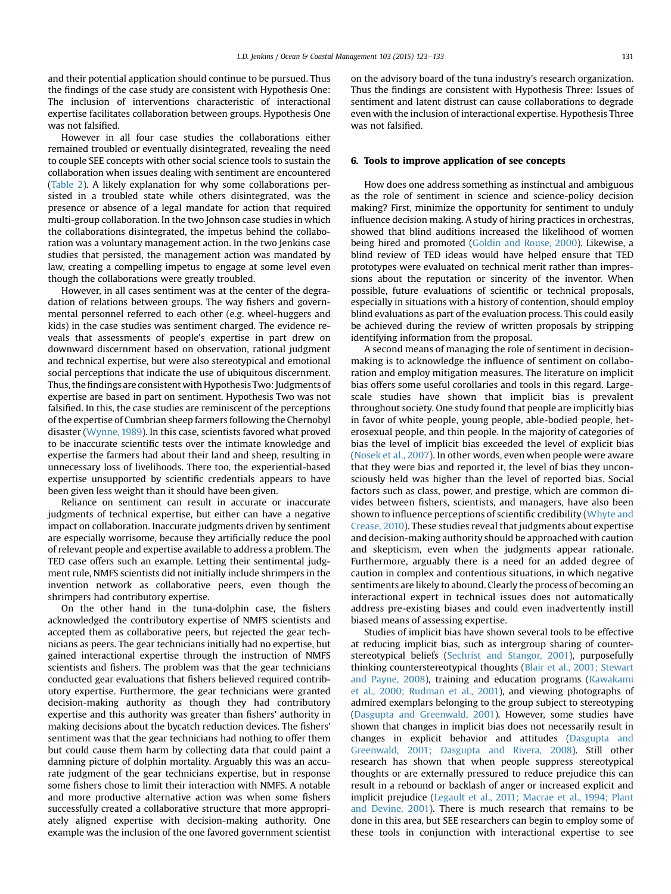and their potential application should continue to be pursued. Thus the findings of the case study are consistent with Hypothesis One: The inclusion of interventions characteristic of interactional expertise facilitates collaboration between groups. Hypothesis One was not falsified.

However in all four case studies the collaborations either remained troubled or eventually disintegrated, revealing the need to couple SEE concepts with other social science tools to sustain the collaboration when issues dealing with sentiment are encountered (Table 2). A likely explanation for why some collaborations persisted in a troubled state while others disintegrated, was the presence or absence of a legal mandate for action that required multi-group collaboration. In the two Johnson case studies in which the collaborations disintegrated, the impetus behind the collaboration was a voluntary management action. In the two Jenkins case studies that persisted, the management action was mandated by law, creating a compelling impetus to engage at some level even though the collaborations were greatly troubled.

However, in all cases sentiment was at the center of the degradation of relations between groups. The way fishers and governmental personnel referred to each other (e.g. wheel-huggers and kids) in the case studies was sentiment charged. The evidence reveals that assessments of people's expertise in part drew on downward discernment based on observation, rational judgment and technical expertise, but were also stereotypical and emotional social perceptions that indicate the use of ubiquitous discernment. Thus, the findings are consistent with Hypothesis Two: Judgments of expertise are based in part on sentiment. Hypothesis Two was not falsified. In this, the case studies are reminiscent of the perceptions of the expertise of Cumbrian sheep farmers following the Chernobyl disaster (Wynne, 1989). In this case, scientists favored what proved to be inaccurate scientific tests over the intimate knowledge and expertise the farmers had about their land and sheep, resulting in unnecessary loss of livelihoods. There too, the experiential-based expertise unsupported by scientific credentials appears to have been given less weight than it should have been given.

Reliance on sentiment can result in accurate or inaccurate judgments of technical expertise, but either can have a negative impact on collaboration. Inaccurate judgments driven by sentiment are especially worrisome, because they artificially reduce the pool of relevant people and expertise available to address a problem. The TED case offers such an example. Letting their sentimental judgment rule, NMFS scientists did not initially include shrimpers in the invention network as collaborative peers, even though the shrimpers had contributory expertise.

On the other hand in the tuna-dolphin case, the fishers acknowledged the contributory expertise of NMFS scientists and accepted them as collaborative peers, but rejected the gear technicians as peers. The gear technicians initially had no expertise, but gained interactional expertise through the instruction of NMFS scientists and fishers. The problem was that the gear technicians conducted gear evaluations that fishers believed required contributory expertise. Furthermore, the gear technicians were granted decision-making authority as though they had contributory expertise and this authority was greater than fishers' authority in making decisions about the bycatch reduction devices. The fishers' sentiment was that the gear technicians had nothing to offer them but could cause them harm by collecting data that could paint a damning picture of dolphin mortality. Arguably this was an accurate judgment of the gear technicians expertise, but in response some fishers chose to limit their interaction with NMFS. A notable and more productive alternative action was when some fishers successfully created a collaborative structure that more appropriately aligned expertise with decision-making authority. One example was the inclusion of the one favored government scientist on the advisory board of the tuna industry's research organization. Thus the findings are consistent with Hypothesis Three: Issues of sentiment and latent distrust can cause collaborations to degrade even with the inclusion of interactional expertise. Hypothesis Three was not falsified.

## 6. Tools to improve application of see concepts

How does one address something as instinctual and ambiguous as the role of sentiment in science and science-policy decision making? First, minimize the opportunity for sentiment to unduly influence decision making. A study of hiring practices in orchestras, showed that blind auditions increased the likelihood of women being hired and promoted (Goldin and Rouse, 2000). Likewise, a blind review of TED ideas would have helped ensure that TED prototypes were evaluated on technical merit rather than impressions about the reputation or sincerity of the inventor. When possible, future evaluations of scientific or technical proposals, especially in situations with a history of contention, should employ blind evaluations as part of the evaluation process. This could easily be achieved during the review of written proposals by stripping identifying information from the proposal.

A second means of managing the role of sentiment in decision-making is to acknowledge the influence of sentiment on collaboration and employ mitigation measures. The literature on implicit bias offers some useful corollaries and tools in this regard. Large-scale studies have shown that implicit bias is prevalent throughout society. One study found that people are implicitly bias in favor of white people, young people, able-bodied people, heterosexual people, and thin people. In the majority of categories of bias the level of implicit bias exceeded the level of explicit bias (Nosek et al., 2007). In other words, even when people were aware that they were bias and reported it, the level of bias they unconsciously held was higher than the level of reported bias. Social factors such as class, power, and prestige, which are common divides between fishers, scientists, and managers, have also been shown to influence perceptions of scientific credibility (Whyte and Crease, 2010). These studies reveal that judgments about expertise and decision-making authority should be approached with caution and skepticism, even when the judgments appear rationale. Furthermore, arguably there is a need for an added degree of caution in complex and contentious situations, in which negative sentiments are likely to abound. Clearly the process of becoming an interactional expert in technical issues does not automatically address pre-existing biases and could even inadvertently instill biased means of assessing expertise.

Studies of implicit bias have shown several tools to be effective at reducing implicit bias, such as intergroup sharing of counter-stereotypical beliefs (Sechrist and Stangor, 2001), purposefully thinking counterstereotypical thoughts (Blair et al., 2001; Stewart and Payne, 2008), training and education programs (Kawakami et al., 2000; Rudman et al., 2001), and viewing photographs of admired exemplars belonging to the group subject to stereotyping (Dasgupta and Greenwald, 2001). However, some studies have shown that changes in implicit bias does not necessarily result in changes in explicit behavior and attitudes (Dasgupta and Greenwald, 2001; Dasgupta and Rivera, 2008). Still other research has shown that when people suppress stereotypical thoughts or are externally pressured to reduce prejudice this can result in a rebound or backlash of anger or increased explicit and implicit prejudice (Legault et al., 2011; Macrae et al., 1994; Plant and Devine, 2001). There is much research that remains to be done in this area, but SEE researchers can begin to employ some of these tools in conjunction with interactional expertise to see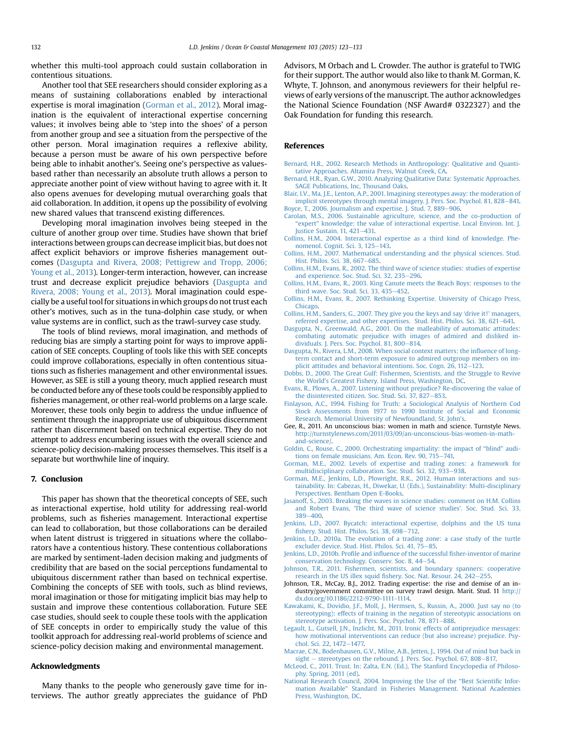whether this multi-tool approach could sustain collaboration in contentious situations.

Another tool that SEE researchers should consider exploring as a means of sustaining collaborations enabled by interactional expertise is moral imagination (Gorman et al., 2012). Moral imagination is the equivalent of interactional expertise concerning values; it involves being able to 'step into the shoes' of a person from another group and see a situation from the perspective of the other person. Moral imagination requires a reflexive ability, because a person must be aware of his own perspective before being able to inhabit another's. Seeing one's perspective as values-based rather than necessarily an absolute truth allows a person to appreciate another point of view without having to agree with it. It also opens avenues for developing mutual overarching goals that aid collaboration. In addition, it opens up the possibility of evolving new shared values that transcend existing differences.

Developing moral imagination involves being steeped in the culture of another group over time. Studies have shown that brief interactions between groups can decrease implicit bias, but does not affect explicit behaviors or improve fisheries management outcomes (Dasgupta and Rivera, 2008; Pettigrew and Tropp, 2006; Young et al., 2013). Longer-term interaction, however, can increase trust and decrease explicit prejudice behaviors (Dasgupta and Rivera, 2008; Young et al., 2013). Moral imagination could especially be a useful tool for situations in which groups do not trust each other's motives, such as in the tuna-dolphin case study, or when value systems are in conflict, such as the trawl-survey case study.

The tools of blind reviews, moral imagination, and methods of reducing bias are simply a starting point for ways to improve application of SEE concepts. Coupling of tools like this with SEE concepts could improve collaborations, especially in often contentious situations such as fisheries management and other environmental issues. However, as SEE is still a young theory, much applied research must be conducted before any of these tools could be responsibly applied to fisheries management, or other real-world problems on a large scale. Moreover, these tools only begin to address the undue influence of sentiment through the inappropriate use of ubiquitous discernment rather than discernment based on technical expertise. They do not attempt to address encumbering issues with the overall science and science-policy decision-making processes themselves. This itself is a separate but worthwhile line of inquiry.

## 7. Conclusion

This paper has shown that the theoretical concepts of SEE, such as interactional expertise, hold utility for addressing real-world problems, such as fisheries management. Interactional expertise can lead to collaboration, but those collaborations can be derailed when latent distrust is triggered in situations where the collaborators have a contentious history. These contentious collaborations are marked by sentiment-laden decision making and judgments of credibility that are based on the social perceptions fundamental to ubiquitous discernment rather than based on technical expertise. Combining the concepts of SEE with tools, such as blind reviews, moral imagination or those for mitigating implicit bias may help to sustain and improve these contentious collaboration. Future SEE case studies, should seek to couple these tools with the application of SEE concepts in order to empirically study the value of this toolkit approach for addressing real-world problems of science and science-policy decision making and environmental management.

## Acknowledgments

Many thanks to the people who generously gave time for interviews. The author greatly appreciates the guidance of PhD Advisors, M Orbach and L. Crowder. The author is grateful to TWIG for their support. The author would also like to thank M. Gorman, K. Whyte, T. Johnson, and anonymous reviewers for their helpful reviews of early versions of the manuscript. The author acknowledges the National Science Foundation (NSF Award# 0322327) and the Oak Foundation for funding this research.

## References

Bernard, H.R., 2002. Research Methods in Anthropology: Qualitative and Quantitative Approaches. Altamira Press, Walnut Creek, CA.

Bernard, H.R., Ryan, G.W., 2010. Analyzing Qualitative Data: Systematic Approaches. SAGE Publications, Inc, Thousand Oaks.

Blair, I.V., Ma, J.E., Lenton, A.P., 2001. Imagining stereotypes away: the moderation of implicit stereotypes through mental imagery. J. Pers. Soc. Psychol. 81, 828–841.

Boyce, T., 2006. Journalism and expertise. J. Stud. 7, 889–906.

Carolan, M.S., 2006. Sustainable agriculture, science, and the co-production of "expert" knowledge: the value of interactional expertise. Local Environ. Int. J. Justice Sustain. 11, 421–431.

Collins, H.M., 2004. Interactional expertise as a third kind of knowledge. Phenomenol. Cognit. Sci. 3, 125–143.

Collins, H.M., 2007. Mathematical understanding and the physical sciences. Stud. Hist. Philos. Sci. 38, 667–685.

Collins, H.M., Evans, R., 2002. The third wave of science studies: studies of expertise and experience. Soc. Stud. Sci. 32, 235–296.

Collins, H.M., Evans, R., 2003. King Canute meets the Beach Boys: responses to the third wave. Soc. Stud. Sci. 33, 435–452.

Collins, H.M., Evans, R., 2007. Rethinking Expertise. University of Chicago Press, Chicago.

Collins, H.M., Sanders, G., 2007. They give you the keys and say 'drive it!' managers, referred expertise, and other expertises. Stud. Hist. Philos. Sci. 38, 621–641.

Dasgupta, N., Greenwald, A.G., 2001. On the malleability of automatic attitudes: combating automatic prejudice with images of admired and disliked individuals. J. Pers. Soc. Psychol. 81, 800–814.

Dasgupta, N., Rivera, L.M., 2008. When social context matters: the influence of long-term contact and short-term exposure to admired outgroup members on implicit attitudes and behavioral intentions. Soc. Cogn. 26, 112–123.

Dobbs, D., 2000. The Great Gulf: Fishermen, Scientists, and the Struggle to Revive the World's Greatest Fishery. Island Press, Washington, DC.

Evans, R., Plows, A., 2007. Listening without prejudice? Re-discovering the value of the disinterested citizen. Soc. Stud. Sci. 37, 827–853.

Finlayson, A.C., 1994. Fishing for Truth: a Sociological Analysis of Northern Cod Stock Assessments from 1977 to 1990 Institute of Social and Economic Research. Memorial University of Newfoundland, St. John's.

Gee, R., 2011. An unconscious bias: women in math and science. Turnstyle News. http://turnstylenews.com/2011/03/09/an-unconscious-bias-women-in-math-and-science/.

Goldin, C., Rouse, C., 2000. Orchestrating impartiality: the impact of "blind" auditions on female musicians. Am. Econ. Rev. 90, 715–741.

Gorman, M.E., 2002. Levels of expertise and trading zones: a framework for multidisciplinary collaboration. Soc. Stud. Sci. 32, 933–938.

Gorman, M.E., Jenkins, L.D., Plowright, R.K., 2012. Human interactions and sustainability. In: Cabezas, H., Diwekar, U. (Eds.), Sustainability: Multi-disciplinary Perspectives. Bentham Open E-Books.

Jasanoff, S., 2003. Breaking the waves in science studies: comment on H.M. Collins and Robert Evans, 'The third wave of science studies'. Soc. Stud. Sci. 33, 389–400.

Jenkins, L.D., 2007. Bycatch: interactional expertise, dolphins and the US tuna fishery. Stud. Hist. Philos. Sci. 38, 698–712.

Jenkins, L.D., 2010a. The evolution of a trading zone: a case study of the turtle excluder device. Stud. Hist. Philos. Sci. 41, 75–85.

Jenkins, L.D., 2010b. Profile and influence of the successful fisher-inventor of marine conservation technology. Conserv. Soc. 8, 44–54.

Johnson, T.R., 2011. Fishermen, scientists, and boundary spanners: cooperative research in the US illex squid fishery. Soc. Nat. Resour. 24, 242–255.

Johnson, T.R., McCay, B.J., 2012. Trading expertise: the rise and demise of an industry/government committee on survey trawl design. Marit. Stud. 11 http://dx.doi.org/10.1186/2212-9790-1111-1114.

Kawakami, K., Dovidio, J.F., Moll, J., Hermsen, S., Russin, A., 2000. Just say no (to stereotyping): effects of training in the negation of stereotypic associations on stereotype activation. J. Pers. Soc. Psychol. 78, 871–888.

Legault, L., Gutsell, J.N., Inzlicht, M., 2011. Ironic effects of antiprejudice messages: how motivational interventions can reduce (but also increase) prejudice. Psychol. Sci. 22, 1472–1477.

Macrae, C.N., Bodenhausen, G.V., Milne, A.B., Jetten, J., 1994. Out of mind but back in sight – stereotypes on the rebound. J. Pers. Soc. Psychol. 67, 808–817.

McLeod, C., 2011. Trust. In: Zalta, E.N. (Ed.), The Stanford Encyclopedia of Philosophy. Spring, 2011 (ed).

National Research Council, 2004. Improving the Use of the "Best Scientific Information Available" Standard in Fisheries Management. National Academies Press, Washington, DC.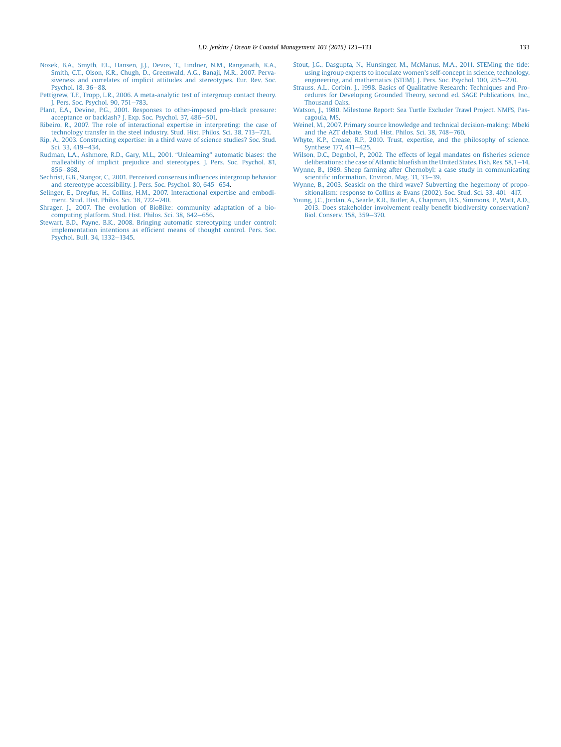Nosek, B.A., Smyth, F.L., Hansen, J.J., Devos, T., Lindner, N.M., Ranganath, K.A., Smith, C.T., Olson, K.R., Chugh, D., Greenwald, A.G., Banaji, M.R., 2007. Pervasiveness and correlates of implicit attitudes and stereotypes. Eur. Rev. Soc. Psychol. 18, 36–88.

Pettigrew, T.F., Tropp, L.R., 2006. A meta-analytic test of intergroup contact theory. J. Pers. Soc. Psychol. 90, 751–783.

Plant, E.A., Devine, P.G., 2001. Responses to other-imposed pro-black pressure: acceptance or backlash? J. Exp. Soc. Psychol. 37, 486–501.

Ribeiro, R., 2007. The role of interactional expertise in interpreting: the case of technology transfer in the steel industry. Stud. Hist. Philos. Sci. 38, 713–721.

Rip, A., 2003. Constructing expertise: in a third wave of science studies? Soc. Stud. Sci. 33, 419–434.

Rudman, L.A., Ashmore, R.D., Gary, M.L., 2001. "Unlearning" automatic biases: the malleability of implicit prejudice and stereotypes. J. Pers. Soc. Psychol. 81, 856–868.

Sechrist, G.B., Stangor, C., 2001. Perceived consensus influences intergroup behavior and stereotype accessibility. J. Pers. Soc. Psychol. 80, 645–654.

Selinger, E., Dreyfus, H., Collins, H.M., 2007. Interactional expertise and embodiment. Stud. Hist. Philos. Sci. 38, 722–740.

Shrager, J., 2007. The evolution of BioBike: community adaptation of a biocomputing platform. Stud. Hist. Philos. Sci. 38, 642–656.

Stewart, B.D., Payne, B.K., 2008. Bringing automatic stereotyping under control: implementation intentions as efficient means of thought control. Pers. Soc. Psychol. Bull. 34, 1332–1345.

Stout, J.G., Dasgupta, N., Hunsinger, M., McManus, M.A., 2011. STEMing the tide: using ingroup experts to inoculate women's self-concept in science, technology, engineering, and mathematics (STEM). J. Pers. Soc. Psychol. 100, 255–270.

Strauss, A.L., Corbin, J., 1998. Basics of Qualitative Research: Techniques and Procedures for Developing Grounded Theory, second ed. SAGE Publications, Inc., Thousand Oaks.

Watson, J., 1980. Milestone Report: Sea Turtle Excluder Trawl Project. NMFS, Pascagoula, MS.

Weinel, M., 2007. Primary source knowledge and technical decision-making: Mbeki and the AZT debate. Stud. Hist. Philos. Sci. 38, 748–760.

Whyte, K.P., Crease, R.P., 2010. Trust, expertise, and the philosophy of science. Synthese 177, 411–425.

Wilson, D.C., Degnbol, P., 2002. The effects of legal mandates on fisheries science deliberations: the case of Atlantic bluefish in the United States. Fish. Res. 58, 1–14.

Wynne, B., 1989. Sheep farming after Chernobyl: a case study in communicating scientific information. Environ. Mag. 31, 33–39.

Wynne, B., 2003. Seasick on the third wave? Subverting the hegemony of propositionalism: response to Collins & Evans (2002). Soc. Stud. Sci. 33, 401–417.

Young, J.C., Jordan, A., Searle, K.R., Butler, A., Chapman, D.S., Simmons, P., Watt, A.D., 2013. Does stakeholder involvement really benefit biodiversity conservation? Biol. Conserv. 158, 359–370.